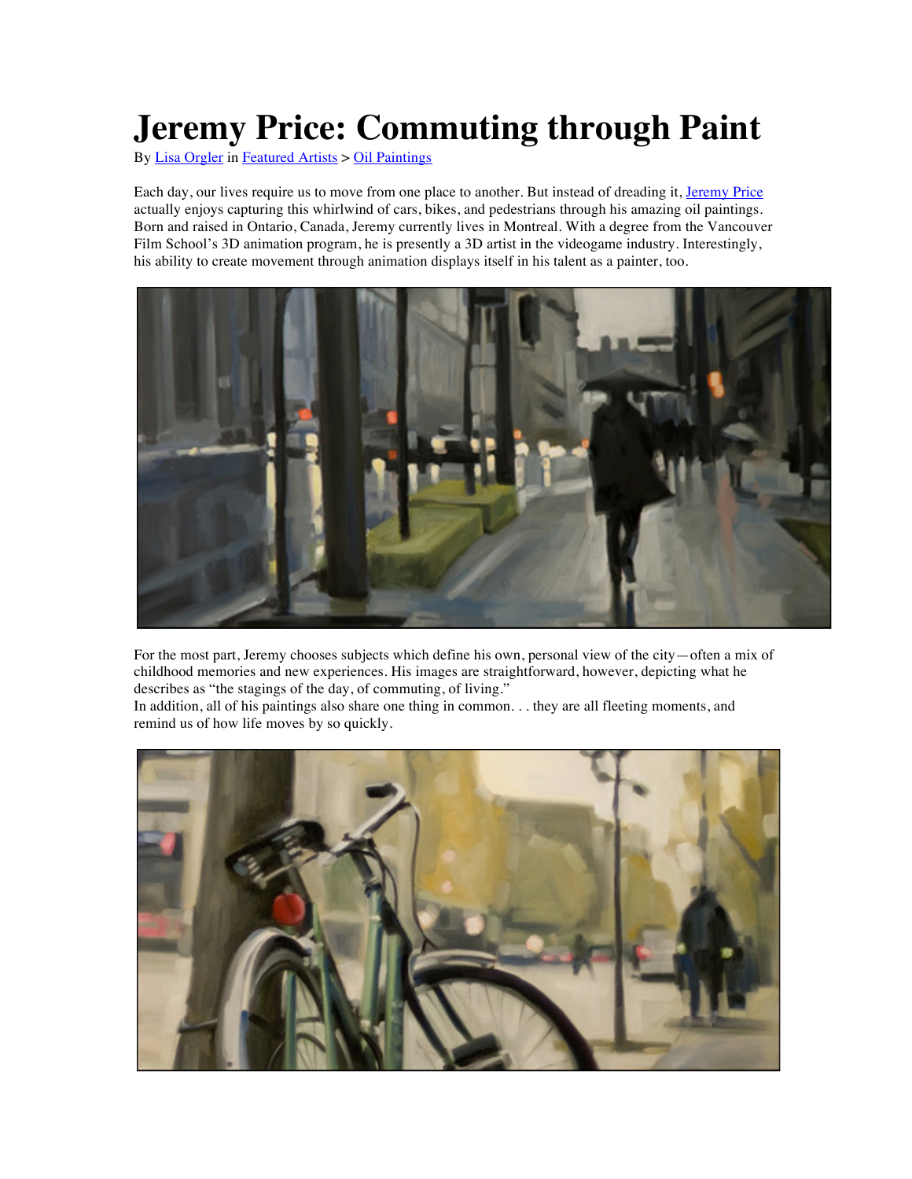# Jeremy Price: Commuting through Paint

By Lisa Orgler in Featured Artists > Oil Paintings

Each day, our lives require us to move from one place to another. But instead of dreading it, Jeremy Price actually enjoys capturing this whirlwind of cars, bikes, and pedestrians through his amazing oil paintings. Born and raised in Ontario, Canada, Jeremy currently lives in Montreal. With a degree from the Vancouver Film School's 3D animation program, he is presently a 3D artist in the videogame industry. Interestingly, his ability to create movement through animation displays itself in his talent as a painter, too.

For the most part, Jeremy chooses subjects which define his own, personal view of the city—often a mix of childhood memories and new experiences. His images are straightforward, however, depicting what he describes as "the stagings of the day, of commuting, of living."
In addition, all of his paintings also share one thing in common. . . they are all fleeting moments, and remind us of how life moves by so quickly.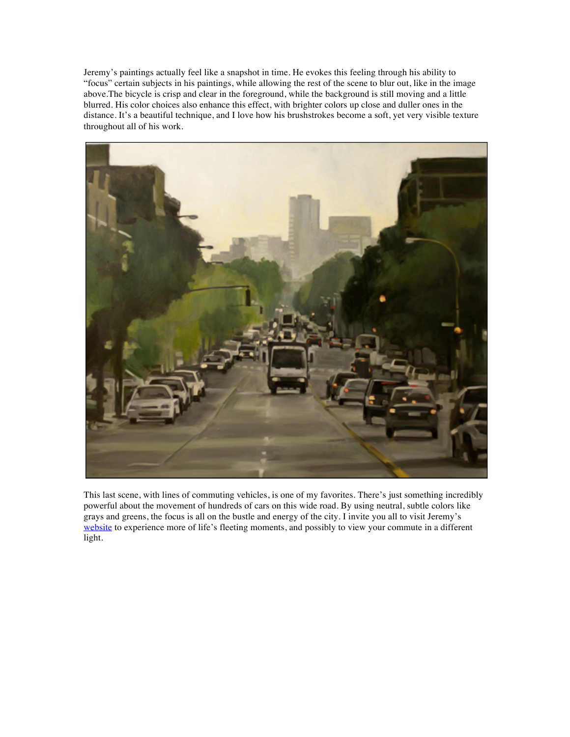Jeremy's paintings actually feel like a snapshot in time. He evokes this feeling through his ability to "focus" certain subjects in his paintings, while allowing the rest of the scene to blur out, like in the image above.The bicycle is crisp and clear in the foreground, while the background is still moving and a little blurred. His color choices also enhance this effect, with brighter colors up close and duller ones in the distance. It's a beautiful technique, and I love how his brushstrokes become a soft, yet very visible texture throughout all of his work.

This last scene, with lines of commuting vehicles, is one of my favorites. There's just something incredibly powerful about the movement of hundreds of cars on this wide road. By using neutral, subtle colors like grays and greens, the focus is all on the bustle and energy of the city. I invite you all to visit Jeremy's website to experience more of life's fleeting moments, and possibly to view your commute in a different light.